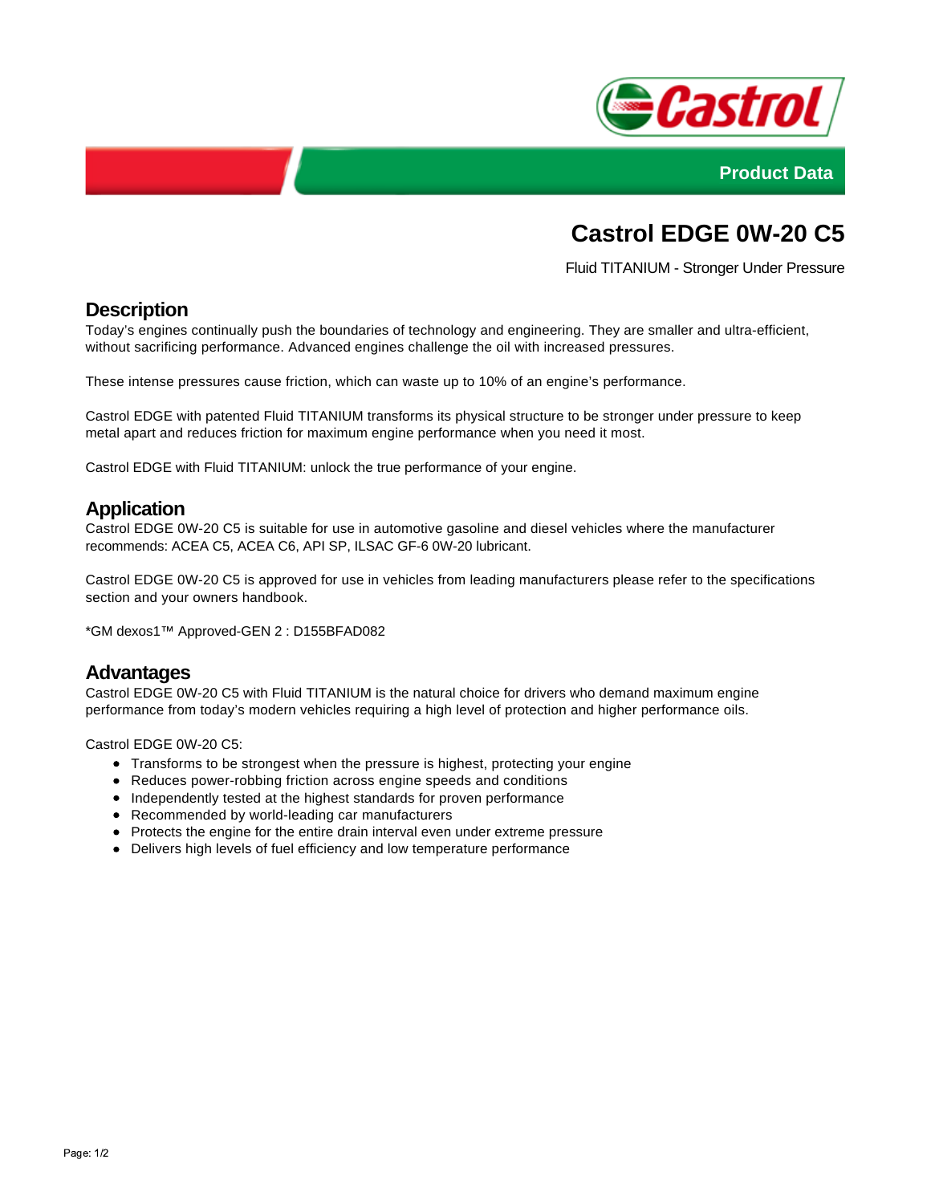Product Data

# Castrol EDGE 0W-20 C5

Fluid TITANIUM - Stronger Under Pressure

## Description

Today's engines continually push the boundaries of technology and engineering. They are smaller and ultra-efficient, without sacrificing performance. Advanced engines challenge the oil with increased pressures.

These intense pressures cause friction, which can waste up to 10% of an engine's performance.

Castrol EDGE with patented Fluid TITANIUM transforms its physical structure to be stronger under pressure to keep metal apart and reduces friction for maximum engine performance when you need it most.

Castrol EDGE with Fluid TITANIUM: unlock the true performance of your engine.

## Application

Castrol EDGE 0W-20 C5 is suitable for use in automotive gasoline and diesel vehicles where the manufacturer recommends: ACEA C5, ACEA C6, API SP, ILSAC GF-6 0W-20 lubricant.

Castrol EDGE 0W-20 C5 is approved for use in vehicles from leading manufacturers please refer to the specifications section and your owners handbook.

*GM dexos1™ Approved-GEN 2 : D155BFAD082

## Advantages

Castrol EDGE 0W-20 C5 with Fluid TITANIUM is the natural choice for drivers who demand maximum engine performance from today's modern vehicles requiring a high level of protection and higher performance oils.

Castrol EDGE 0W-20 C5:

- Transforms to be strongest when the pressure is highest, protecting your engine
- Reduces power-robbing friction across engine speeds and conditions
- Independently tested at the highest standards for proven performance
- Recommended by world-leading car manufacturers
- Protects the engine for the entire drain interval even under extreme pressure
- Delivers high levels of fuel efficiency and low temperature performance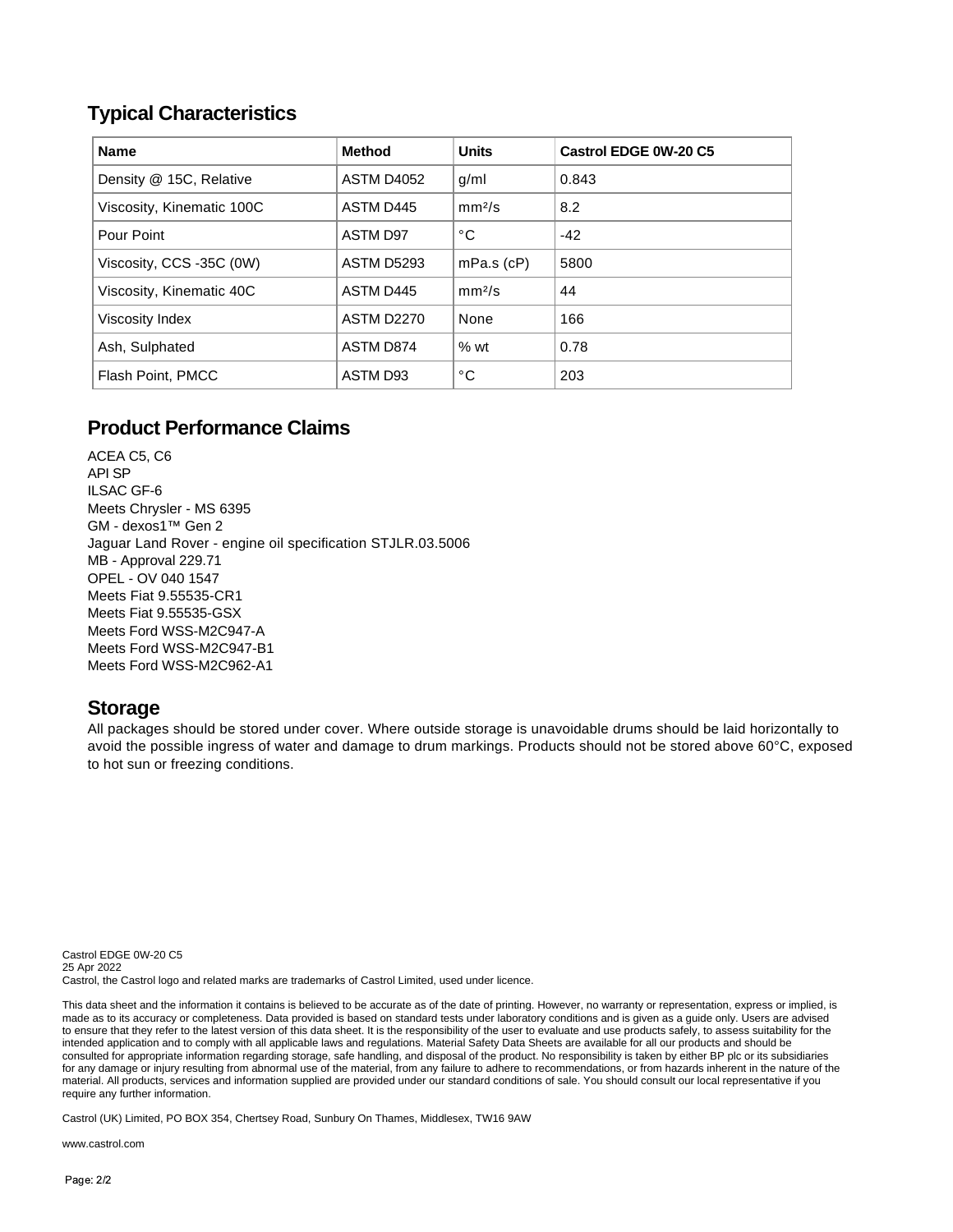## Typical Characteristics

| Name | Method | Units | Castrol EDGE 0W-20 C5 |
|---|---|---|---|
| Density @ 15C, Relative | ASTM D4052 | g/ml | 0.843 |
| Viscosity, Kinematic 100C | ASTM D445 | $mm^2/s$ | 8.2 |
| Pour Point | ASTM D97 | °C | -42 |
| Viscosity, CCS -35C (0W) | ASTM D5293 | mPa.s (cP) | 5800 |
| Viscosity, Kinematic 40C | ASTM D445 | $mm^2/s$ | 44 |
| Viscosity Index | ASTM D2270 | None | 166 |
| Ash, Sulphated | ASTM D874 | % wt | 0.78 |
| Flash Point, PMCC | ASTM D93 | °C | 203 |

## Product Performance Claims

ACEA C5, C6
API SP
ILSAC GF-6
Meets Chrysler - MS 6395
GM - dexos1™ Gen 2
Jaguar Land Rover - engine oil specification STJLR.03.5006
MB - Approval 229.71
OPEL - OV 040 1547
Meets Fiat 9.55535-CR1
Meets Fiat 9.55535-GSX
Meets Ford WSS-M2C947-A
Meets Ford WSS-M2C947-B1
Meets Ford WSS-M2C962-A1

## Storage

All packages should be stored under cover. Where outside storage is unavoidable drums should be laid horizontally to avoid the possible ingress of water and damage to drum markings. Products should not be stored above 60°C, exposed to hot sun or freezing conditions.

Castrol EDGE 0W-20 C5
25 Apr 2022
Castrol, the Castrol logo and related marks are trademarks of Castrol Limited, used under licence.

This data sheet and the information it contains is believed to be accurate as of the date of printing. However, no warranty or representation, express or implied, is made as to its accuracy or completeness. Data provided is based on standard tests under laboratory conditions and is given as a guide only. Users are advised to ensure that they refer to the latest version of this data sheet. It is the responsibility of the user to evaluate and use products safely, to assess suitability for the intended application and to comply with all applicable laws and regulations. Material Safety Data Sheets are available for all our products and should be consulted for appropriate information regarding storage, safe handling, and disposal of the product. No responsibility is taken by either BP plc or its subsidiaries for any damage or injury resulting from abnormal use of the material, from any failure to adhere to recommendations, or from hazards inherent in the nature of the material. All products, services and information supplied are provided under our standard conditions of sale. You should consult our local representative if you require any further information.

Castrol (UK) Limited, PO BOX 354, Chertsey Road, Sunbury On Thames, Middlesex, TW16 9AW

www.castrol.com